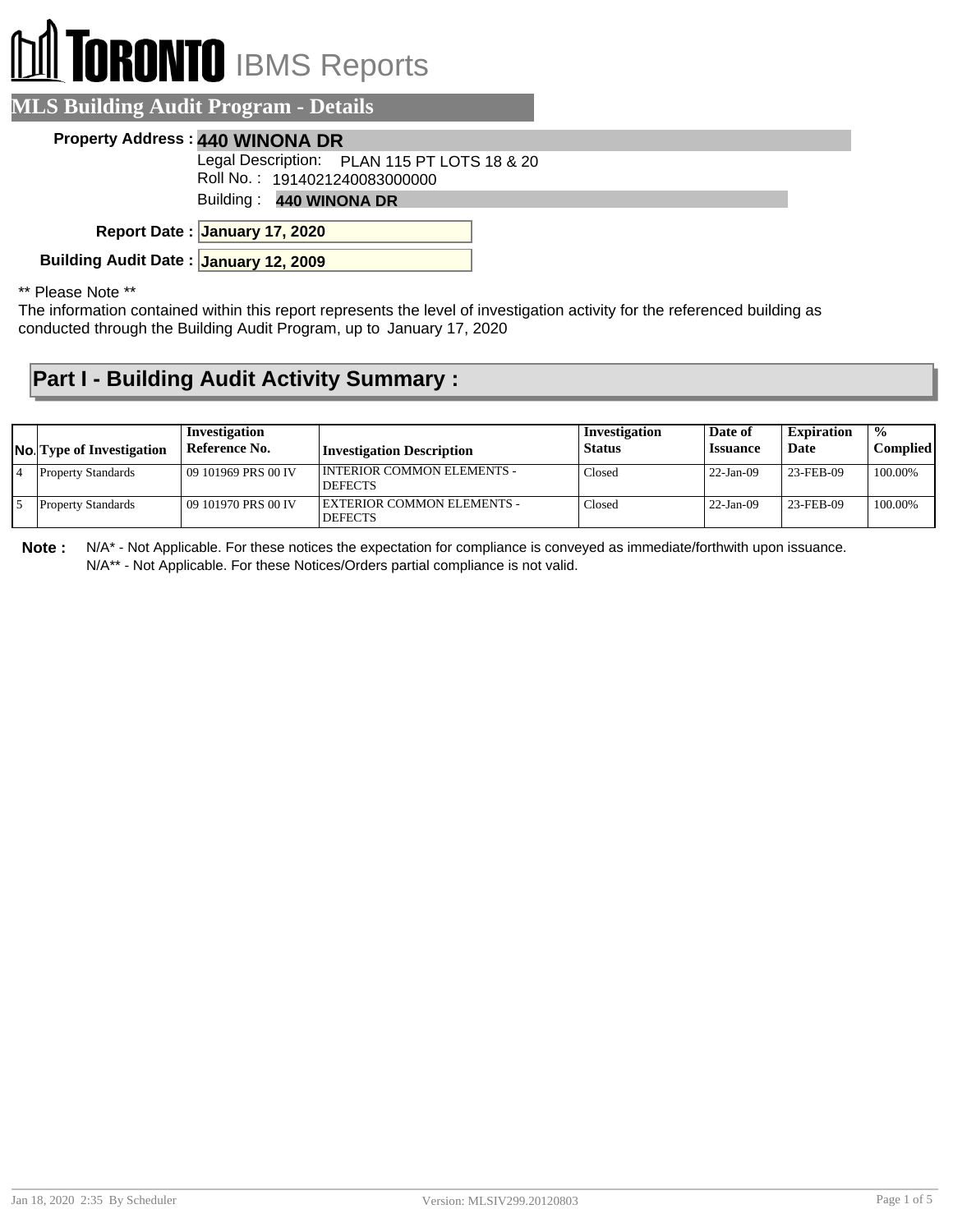# TORONTO IBMS Reports

## MLS Building Audit Program - Details

**Property Address :** **440 WINONA DR**

Legal Description: PLAN 115 PT LOTS 18 & 20

Roll No. : 1914021240083000000

Building : **440 WINONA DR**

**Report Date :** **January 17, 2020**

**Building Audit Date :** **January 12, 2009**

** Please Note **

The information contained within this report represents the level of investigation activity for the referenced building as conducted through the Building Audit Program, up to January 17, 2020

## Part I - Building Audit Activity Summary :

| No. | Type of Investigation | Investigation Reference No. | Investigation Description | Investigation Status | Date of Issuance | Expiration Date | % Complied |
|---|---|---|---|---|---|---|---|
| 4 | Property Standards | 09 101969 PRS 00 IV | INTERIOR COMMON ELEMENTS - DEFECTS | Closed | 22-Jan-09 | 23-FEB-09 | 100.00% |
| 5 | Property Standards | 09 101970 PRS 00 IV | EXTERIOR COMMON ELEMENTS - DEFECTS | Closed | 22-Jan-09 | 23-FEB-09 | 100.00% |

**Note :** N/A* - Not Applicable. For these notices the expectation for compliance is conveyed as immediate/forthwith upon issuance.
N/A** - Not Applicable. For these Notices/Orders partial compliance is not valid.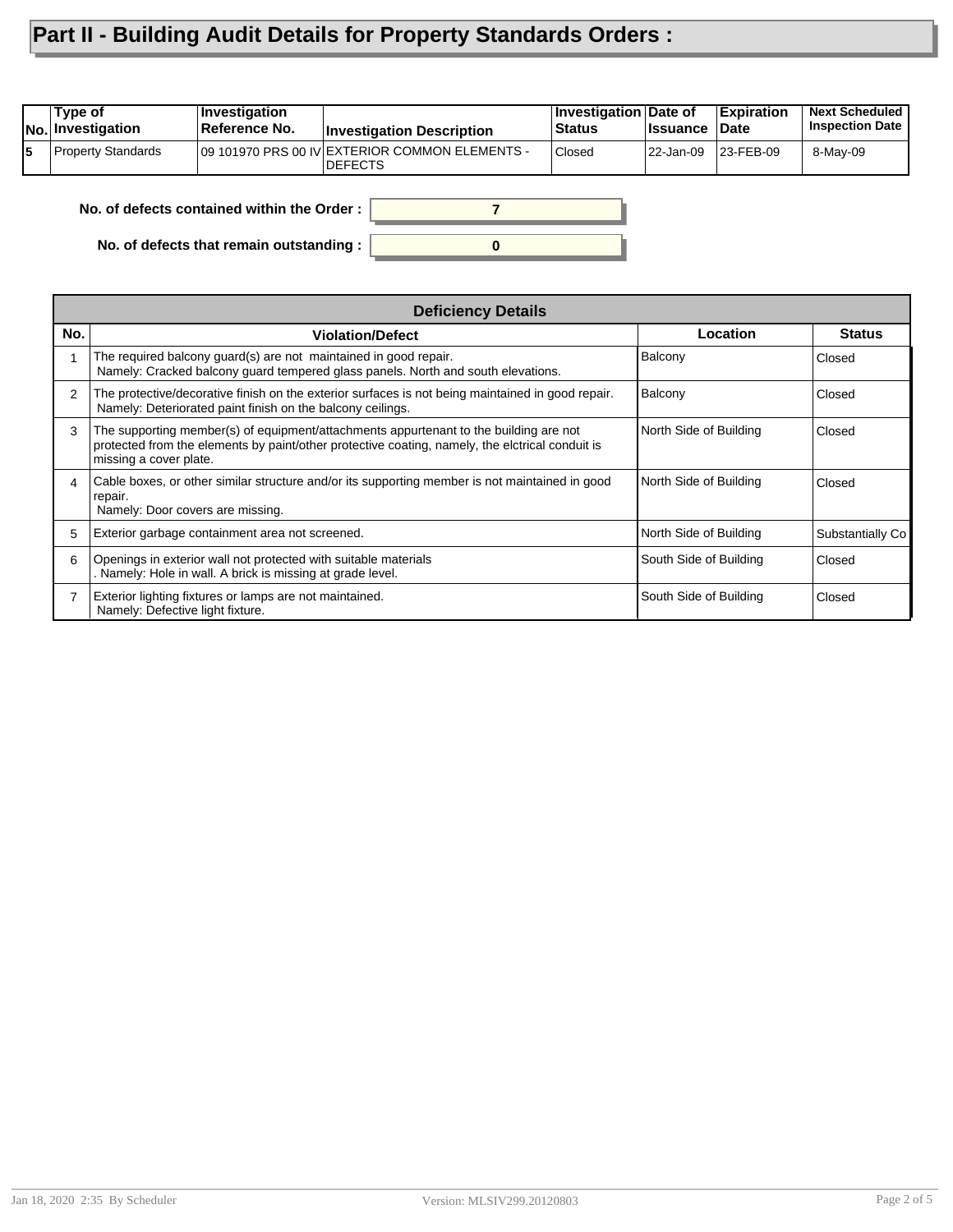# Part II - Building Audit Details for Property Standards Orders :

| No. | Type of Investigation | Investigation Reference No. | Investigation Description | Investigation Status | Date of Issuance | Expiration Date | Next Scheduled Inspection Date |
|---|---|---|---|---|---|---|---|
| 5 | Property Standards | 09 101970 PRS 00 IV | EXTERIOR COMMON ELEMENTS - DEFECTS | Closed | 22-Jan-09 | 23-FEB-09 | 8-May-09 |

**No. of defects contained within the Order :** 7

**No. of defects that remain outstanding :** 0

**Deficiency Details**

| No. | Violation/Defect | Location | Status |
|---|---|---|---|
| 1 | The required balcony guard(s) are not maintained in good repair. Namely: Cracked balcony guard tempered glass panels. North and south elevations. | Balcony | Closed |
| 2 | The protective/decorative finish on the exterior surfaces is not being maintained in good repair. Namely: Deteriorated paint finish on the balcony ceilings. | Balcony | Closed |
| 3 | The supporting member(s) of equipment/attachments appurtenant to the building are not protected from the elements by paint/other protective coating, namely, the elctrical conduit is missing a cover plate. | North Side of Building | Closed |
| 4 | Cable boxes, or other similar structure and/or its supporting member is not maintained in good repair. Namely: Door covers are missing. | North Side of Building | Closed |
| 5 | Exterior garbage containment area not screened. | North Side of Building | Substantially Co |
| 6 | Openings in exterior wall not protected with suitable materials . Namely: Hole in wall. A brick is missing at grade level. | South Side of Building | Closed |
| 7 | Exterior lighting fixtures or lamps are not maintained. Namely: Defective light fixture. | South Side of Building | Closed |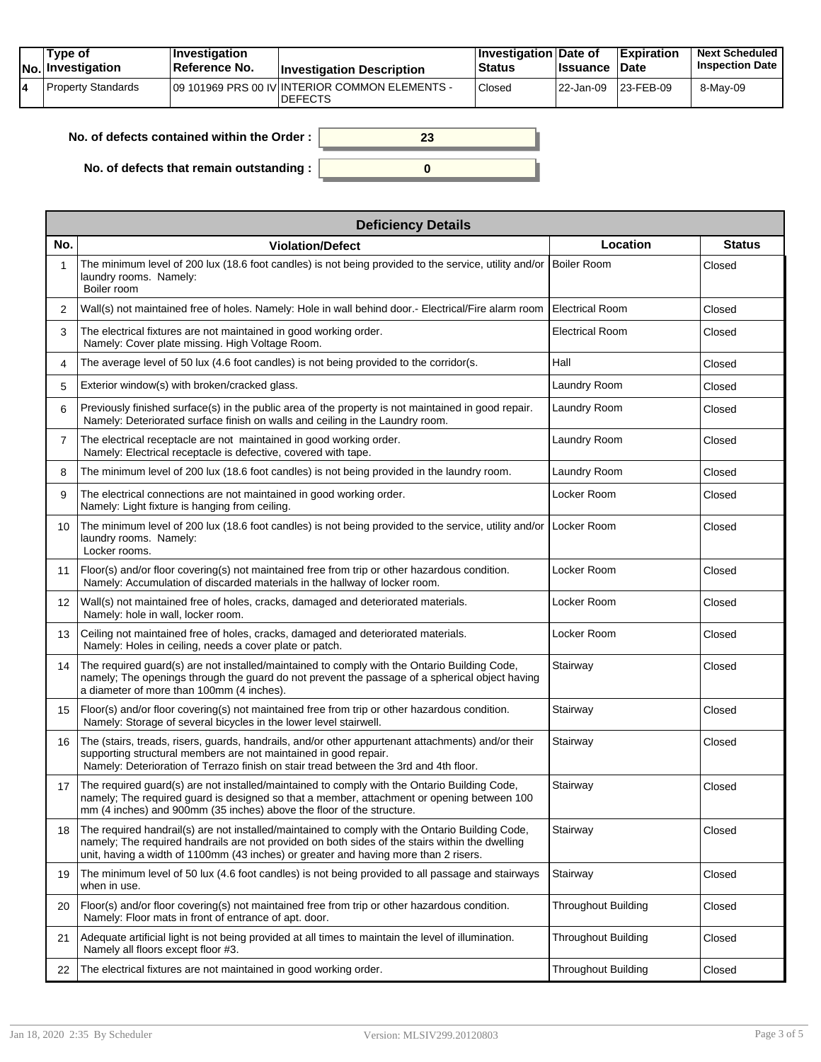| No. | Type of Investigation | Investigation Reference No. | Investigation Description | Investigation Status | Date of Issuance | Expiration Date | Next Scheduled Inspection Date |
|---|---|---|---|---|---|---|---|
| 4 | Property Standards | 09 101969 PRS 00 IV | INTERIOR COMMON ELEMENTS - DEFECTS | Closed | 22-Jan-09 | 23-FEB-09 | 8-May-09 |

**No. of defects contained within the Order :** 23

**No. of defects that remain outstanding :** 0

## Deficiency Details

| No. | Violation/Defect | Location | Status |
|---|---|---|---|
| 1 | The minimum level of 200 lux (18.6 foot candles) is not being provided to the service, utility and/or laundry rooms. Namely: Boiler room | Boiler Room | Closed |
| 2 | Wall(s) not maintained free of holes. Namely: Hole in wall behind door.- Electrical/Fire alarm room | Electrical Room | Closed |
| 3 | The electrical fixtures are not maintained in good working order. Namely: Cover plate missing. High Voltage Room. | Electrical Room | Closed |
| 4 | The average level of 50 lux (4.6 foot candles) is not being provided to the corridor(s. | Hall | Closed |
| 5 | Exterior window(s) with broken/cracked glass. | Laundry Room | Closed |
| 6 | Previously finished surface(s) in the public area of the property is not maintained in good repair. Namely: Deteriorated surface finish on walls and ceiling in the Laundry room. | Laundry Room | Closed |
| 7 | The electrical receptacle are not maintained in good working order. Namely: Electrical receptacle is defective, covered with tape. | Laundry Room | Closed |
| 8 | The minimum level of 200 lux (18.6 foot candles) is not being provided in the laundry room. | Laundry Room | Closed |
| 9 | The electrical connections are not maintained in good working order. Namely: Light fixture is hanging from ceiling. | Locker Room | Closed |
| 10 | The minimum level of 200 lux (18.6 foot candles) is not being provided to the service, utility and/or laundry rooms. Namely: Locker rooms. | Locker Room | Closed |
| 11 | Floor(s) and/or floor covering(s) not maintained free from trip or other hazardous condition. Namely: Accumulation of discarded materials in the hallway of locker room. | Locker Room | Closed |
| 12 | Wall(s) not maintained free of holes, cracks, damaged and deteriorated materials. Namely: hole in wall, locker room. | Locker Room | Closed |
| 13 | Ceiling not maintained free of holes, cracks, damaged and deteriorated materials. Namely: Holes in ceiling, needs a cover plate or patch. | Locker Room | Closed |
| 14 | The required guard(s) are not installed/maintained to comply with the Ontario Building Code, namely; The openings through the guard do not prevent the passage of a spherical object having a diameter of more than 100mm (4 inches). | Stairway | Closed |
| 15 | Floor(s) and/or floor covering(s) not maintained free from trip or other hazardous condition. Namely: Storage of several bicycles in the lower level stairwell. | Stairway | Closed |
| 16 | The (stairs, treads, risers, guards, handrails, and/or other appurtenant attachments) and/or their supporting structural members are not maintained in good repair. Namely: Deterioration of Terrazo finish on stair tread between the 3rd and 4th floor. | Stairway | Closed |
| 17 | The required guard(s) are not installed/maintained to comply with the Ontario Building Code, namely; The required guard is designed so that a member, attachment or opening between 100 mm (4 inches) and 900mm (35 inches) above the floor of the structure. | Stairway | Closed |
| 18 | The required handrail(s) are not installed/maintained to comply with the Ontario Building Code, namely; The required handrails are not provided on both sides of the stairs within the dwelling unit, having a width of 1100mm (43 inches) or greater and having more than 2 risers. | Stairway | Closed |
| 19 | The minimum level of 50 lux (4.6 foot candles) is not being provided to all passage and stairways when in use. | Stairway | Closed |
| 20 | Floor(s) and/or floor covering(s) not maintained free from trip or other hazardous condition. Namely: Floor mats in front of entrance of apt. door. | Throughout Building | Closed |
| 21 | Adequate artificial light is not being provided at all times to maintain the level of illumination. Namely all floors except floor #3. | Throughout Building | Closed |
| 22 | The electrical fixtures are not maintained in good working order. | Throughout Building | Closed |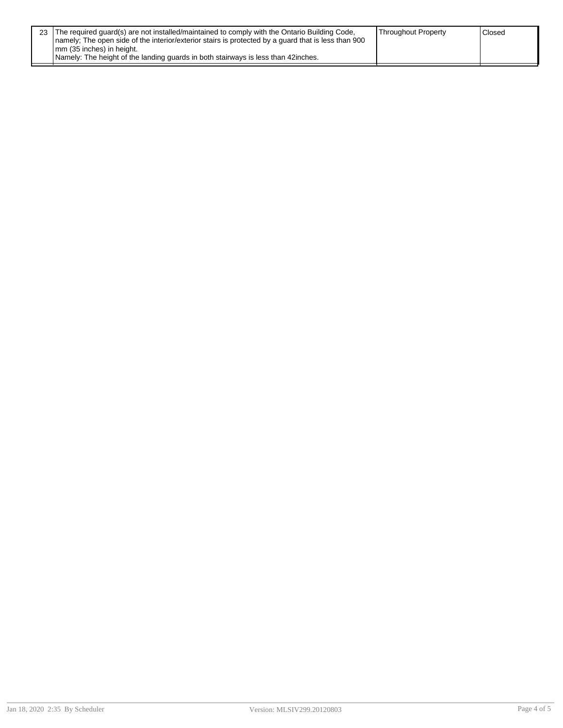| | | | |
|---|---|---|---|
| 23 | The required guard(s) are not installed/maintained to comply with the Ontario Building Code, namely; The open side of the interior/exterior stairs is protected by a guard that is less than 900 mm (35 inches) in height.<br>Namely: The height of the landing guards in both stairways is less than 42inches. | Throughout Property | Closed |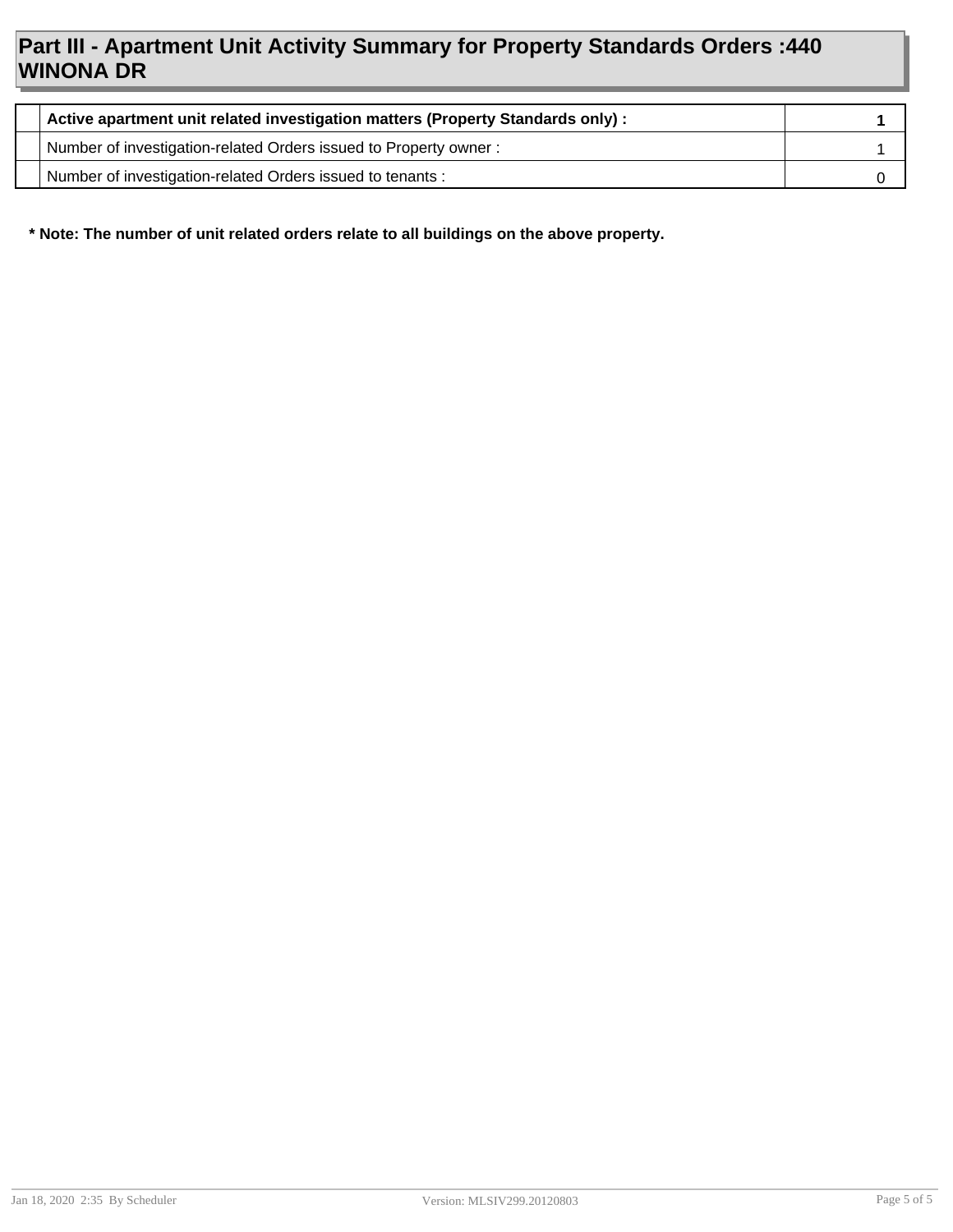## Part III - Apartment Unit Activity Summary for Property Standards Orders :440 WINONA DR

| | | |
|---|---|---|
| | **Active apartment unit related investigation matters (Property Standards only) :** | **1** |
| | Number of investigation-related Orders issued to Property owner : | 1 |
| | Number of investigation-related Orders issued to tenants : | 0 |

**\* Note: The number of unit related orders relate to all buildings on the above property.**